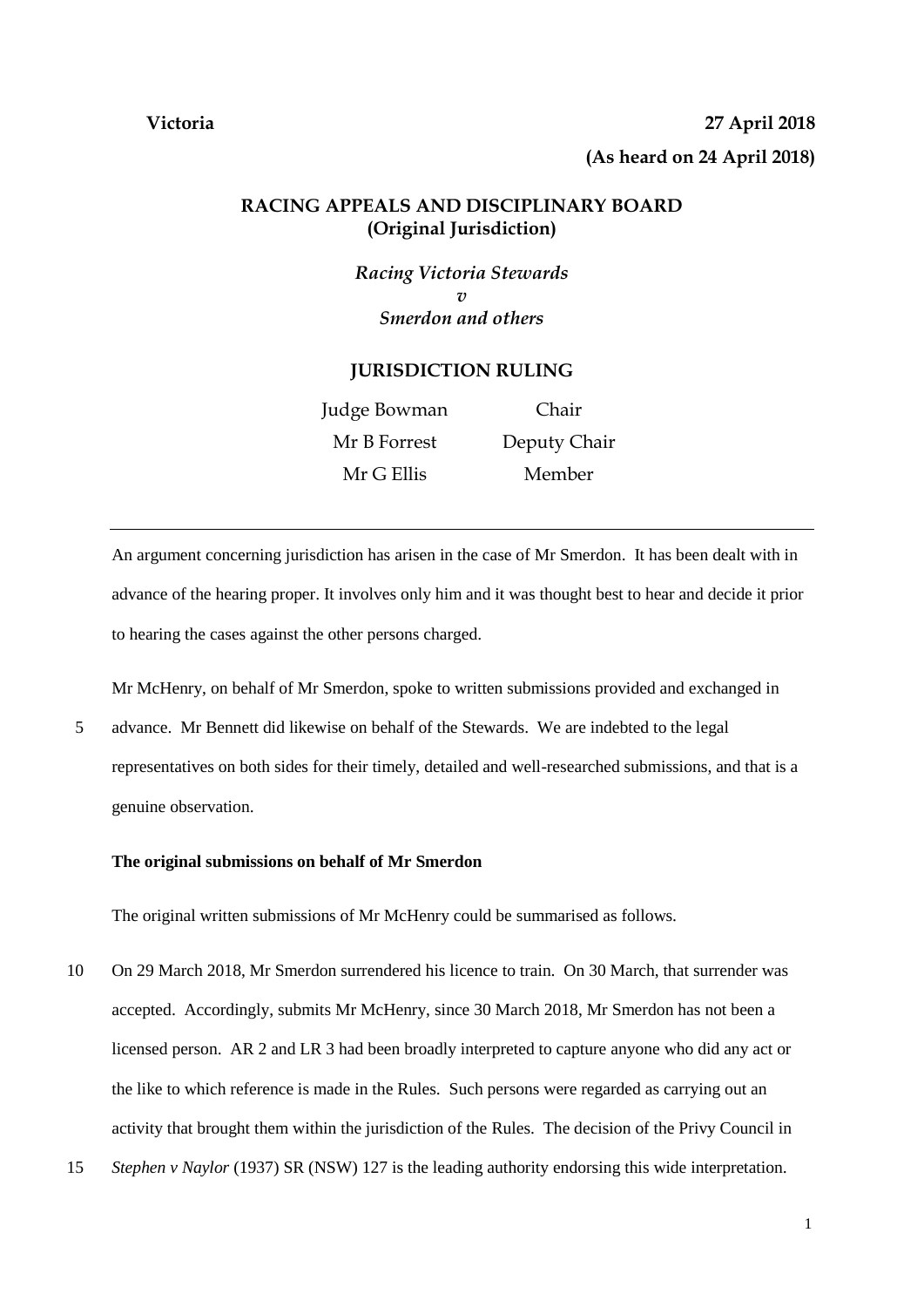**Victoria** **27 April 2018**

**(As heard on 24 April 2018)**

## RACING APPEALS AND DISCIPLINARY BOARD
**(Original Jurisdiction)**

*Racing Victoria Stewards*
*v*
*Smerdon and others*

### JURISDICTION RULING

| | |
|---|---|
| Judge Bowman | Chair |
| Mr B Forrest | Deputy Chair |
| Mr G Ellis | Member |

---

An argument concerning jurisdiction has arisen in the case of Mr Smerdon. It has been dealt with in advance of the hearing proper. It involves only him and it was thought best to hear and decide it prior to hearing the cases against the other persons charged.

Mr McHenry, on behalf of Mr Smerdon, spoke to written submissions provided and exchanged in advance. Mr Bennett did likewise on behalf of the Stewards. We are indebted to the legal representatives on both sides for their timely, detailed and well-researched submissions, and that is a genuine observation.

**The original submissions on behalf of Mr Smerdon**

The original written submissions of Mr McHenry could be summarised as follows.

On 29 March 2018, Mr Smerdon surrendered his licence to train. On 30 March, that surrender was accepted. Accordingly, submits Mr McHenry, since 30 March 2018, Mr Smerdon has not been a licensed person. AR 2 and LR 3 had been broadly interpreted to capture anyone who did any act or the like to which reference is made in the Rules. Such persons were regarded as carrying out an activity that brought them within the jurisdiction of the Rules. The decision of the Privy Council in *Stephen v Naylor* (1937) SR (NSW) 127 is the leading authority endorsing this wide interpretation.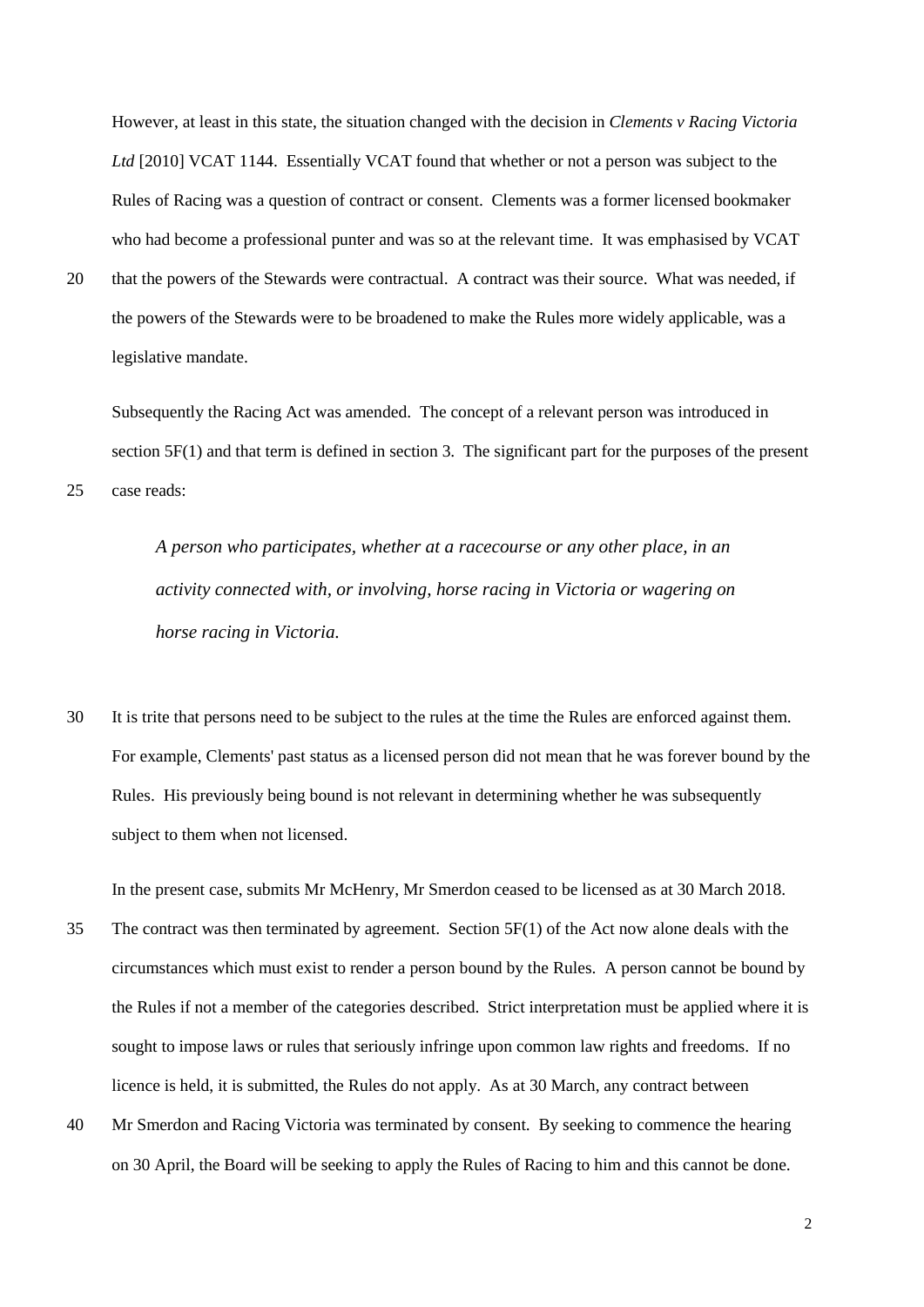However, at least in this state, the situation changed with the decision in *Clements v Racing Victoria Ltd* [2010] VCAT 1144. Essentially VCAT found that whether or not a person was subject to the Rules of Racing was a question of contract or consent. Clements was a former licensed bookmaker who had become a professional punter and was so at the relevant time. It was emphasised by VCAT that the powers of the Stewards were contractual. A contract was their source. What was needed, if the powers of the Stewards were to be broadened to make the Rules more widely applicable, was a legislative mandate.

Subsequently the Racing Act was amended. The concept of a relevant person was introduced in section 5F(1) and that term is defined in section 3. The significant part for the purposes of the present case reads:

> *A person who participates, whether at a racecourse or any other place, in an activity connected with, or involving, horse racing in Victoria or wagering on horse racing in Victoria.*

It is trite that persons need to be subject to the rules at the time the Rules are enforced against them. For example, Clements' past status as a licensed person did not mean that he was forever bound by the Rules. His previously being bound is not relevant in determining whether he was subsequently subject to them when not licensed.

In the present case, submits Mr McHenry, Mr Smerdon ceased to be licensed as at 30 March 2018. The contract was then terminated by agreement. Section 5F(1) of the Act now alone deals with the circumstances which must exist to render a person bound by the Rules. A person cannot be bound by the Rules if not a member of the categories described. Strict interpretation must be applied where it is sought to impose laws or rules that seriously infringe upon common law rights and freedoms. If no licence is held, it is submitted, the Rules do not apply. As at 30 March, any contract between Mr Smerdon and Racing Victoria was terminated by consent. By seeking to commence the hearing on 30 April, the Board will be seeking to apply the Rules of Racing to him and this cannot be done.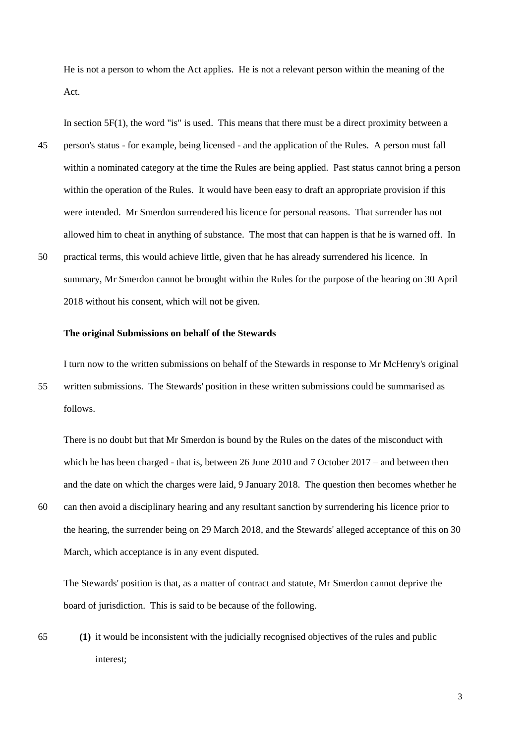He is not a person to whom the Act applies. He is not a relevant person within the meaning of the Act.

In section 5F(1), the word "is" is used. This means that there must be a direct proximity between a person's status - for example, being licensed - and the application of the Rules. A person must fall within a nominated category at the time the Rules are being applied. Past status cannot bring a person within the operation of the Rules. It would have been easy to draft an appropriate provision if this were intended. Mr Smerdon surrendered his licence for personal reasons. That surrender has not allowed him to cheat in anything of substance. The most that can happen is that he is warned off. In practical terms, this would achieve little, given that he has already surrendered his licence. In summary, Mr Smerdon cannot be brought within the Rules for the purpose of the hearing on 30 April 2018 without his consent, which will not be given.

**The original Submissions on behalf of the Stewards**

I turn now to the written submissions on behalf of the Stewards in response to Mr McHenry's original written submissions. The Stewards' position in these written submissions could be summarised as follows.

There is no doubt but that Mr Smerdon is bound by the Rules on the dates of the misconduct with which he has been charged - that is, between 26 June 2010 and 7 October 2017 – and between then and the date on which the charges were laid, 9 January 2018. The question then becomes whether he can then avoid a disciplinary hearing and any resultant sanction by surrendering his licence prior to the hearing, the surrender being on 29 March 2018, and the Stewards' alleged acceptance of this on 30 March, which acceptance is in any event disputed.

The Stewards' position is that, as a matter of contract and statute, Mr Smerdon cannot deprive the board of jurisdiction. This is said to be because of the following.

**(1)** it would be inconsistent with the judicially recognised objectives of the rules and public interest;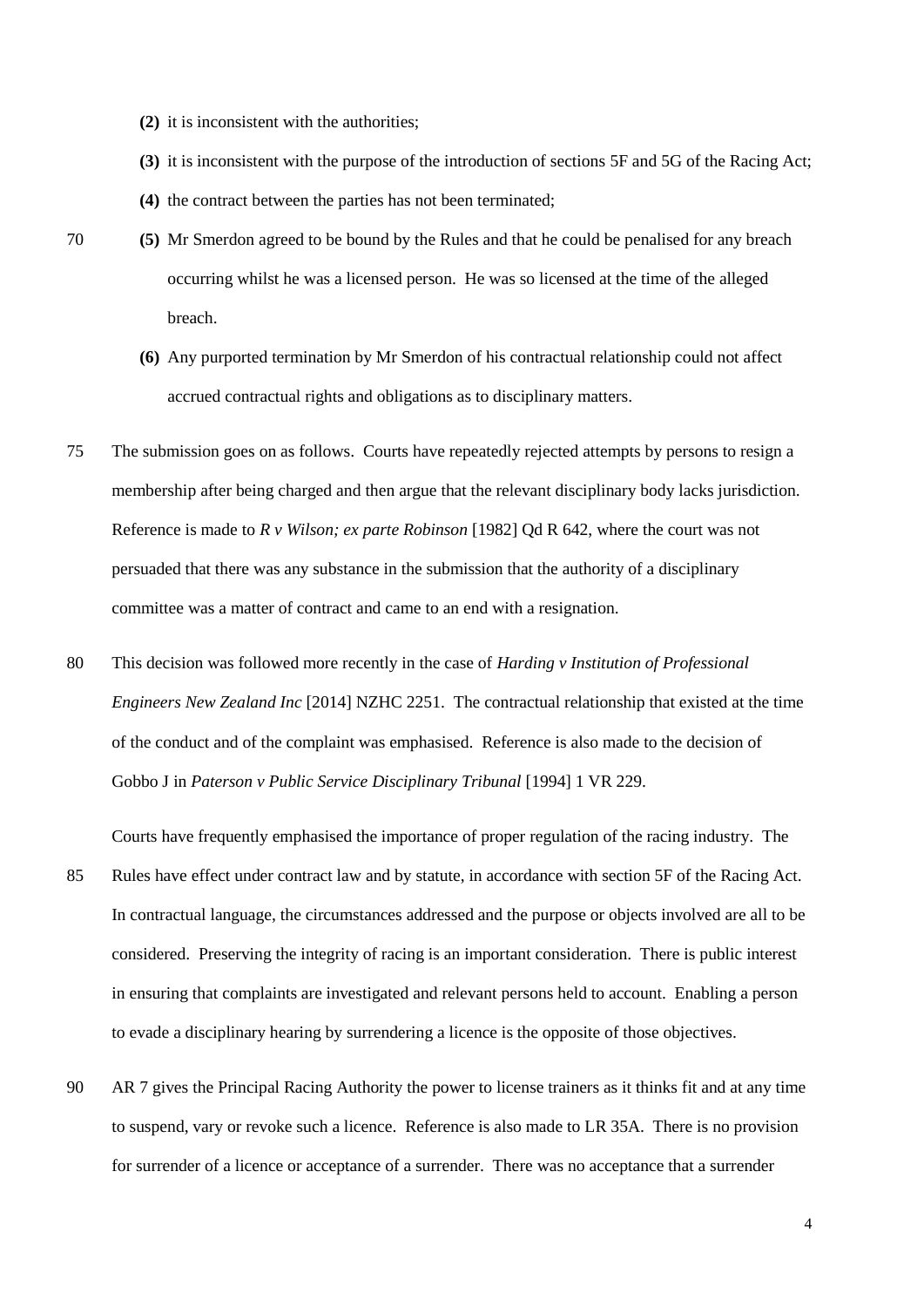**(2)** it is inconsistent with the authorities;

**(3)** it is inconsistent with the purpose of the introduction of sections 5F and 5G of the Racing Act;

**(4)** the contract between the parties has not been terminated;

**(5)** Mr Smerdon agreed to be bound by the Rules and that he could be penalised for any breach occurring whilst he was a licensed person. He was so licensed at the time of the alleged breach.

**(6)** Any purported termination by Mr Smerdon of his contractual relationship could not affect accrued contractual rights and obligations as to disciplinary matters.

The submission goes on as follows. Courts have repeatedly rejected attempts by persons to resign a membership after being charged and then argue that the relevant disciplinary body lacks jurisdiction. Reference is made to *R v Wilson; ex parte Robinson* [1982] Qd R 642, where the court was not persuaded that there was any substance in the submission that the authority of a disciplinary committee was a matter of contract and came to an end with a resignation.

This decision was followed more recently in the case of *Harding v Institution of Professional Engineers New Zealand Inc* [2014] NZHC 2251. The contractual relationship that existed at the time of the conduct and of the complaint was emphasised. Reference is also made to the decision of Gobbo J in *Paterson v Public Service Disciplinary Tribunal* [1994] 1 VR 229.

Courts have frequently emphasised the importance of proper regulation of the racing industry. The Rules have effect under contract law and by statute, in accordance with section 5F of the Racing Act. In contractual language, the circumstances addressed and the purpose or objects involved are all to be considered. Preserving the integrity of racing is an important consideration. There is public interest in ensuring that complaints are investigated and relevant persons held to account. Enabling a person to evade a disciplinary hearing by surrendering a licence is the opposite of those objectives.

AR 7 gives the Principal Racing Authority the power to license trainers as it thinks fit and at any time to suspend, vary or revoke such a licence. Reference is also made to LR 35A. There is no provision for surrender of a licence or acceptance of a surrender. There was no acceptance that a surrender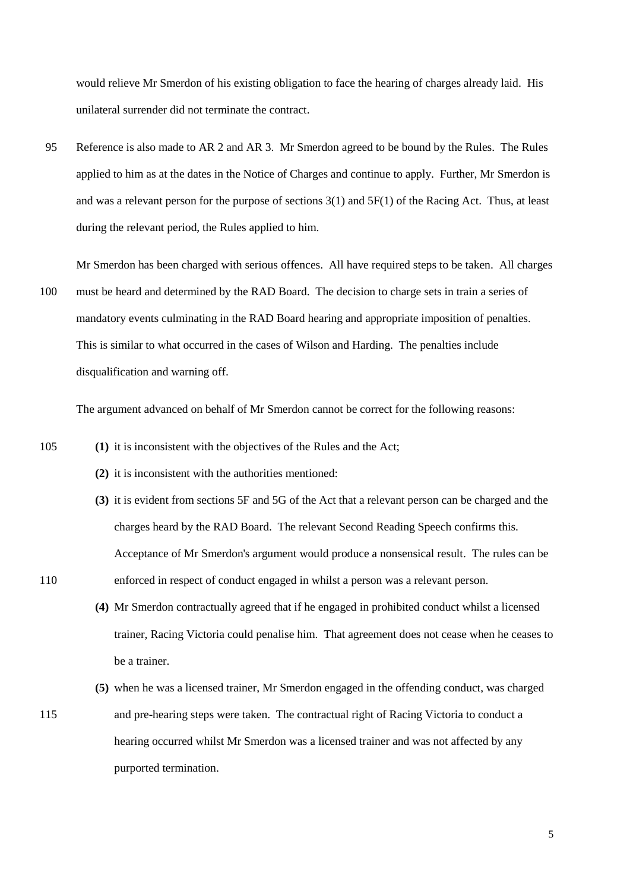would relieve Mr Smerdon of his existing obligation to face the hearing of charges already laid. His unilateral surrender did not terminate the contract.

Reference is also made to AR 2 and AR 3. Mr Smerdon agreed to be bound by the Rules. The Rules applied to him as at the dates in the Notice of Charges and continue to apply. Further, Mr Smerdon is and was a relevant person for the purpose of sections 3(1) and 5F(1) of the Racing Act. Thus, at least during the relevant period, the Rules applied to him.

Mr Smerdon has been charged with serious offences. All have required steps to be taken. All charges must be heard and determined by the RAD Board. The decision to charge sets in train a series of mandatory events culminating in the RAD Board hearing and appropriate imposition of penalties. This is similar to what occurred in the cases of Wilson and Harding. The penalties include disqualification and warning off.

The argument advanced on behalf of Mr Smerdon cannot be correct for the following reasons:

**(1)** it is inconsistent with the objectives of the Rules and the Act;

**(2)** it is inconsistent with the authorities mentioned:

**(3)** it is evident from sections 5F and 5G of the Act that a relevant person can be charged and the charges heard by the RAD Board. The relevant Second Reading Speech confirms this. Acceptance of Mr Smerdon's argument would produce a nonsensical result. The rules can be enforced in respect of conduct engaged in whilst a person was a relevant person.

**(4)** Mr Smerdon contractually agreed that if he engaged in prohibited conduct whilst a licensed trainer, Racing Victoria could penalise him. That agreement does not cease when he ceases to be a trainer.

**(5)** when he was a licensed trainer, Mr Smerdon engaged in the offending conduct, was charged and pre-hearing steps were taken. The contractual right of Racing Victoria to conduct a hearing occurred whilst Mr Smerdon was a licensed trainer and was not affected by any purported termination.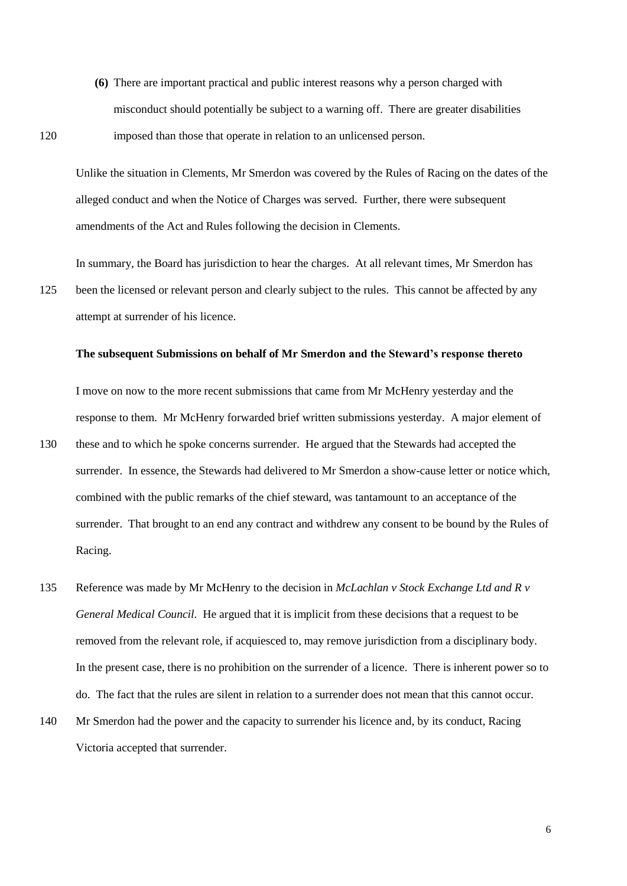**(6)** There are important practical and public interest reasons why a person charged with misconduct should potentially be subject to a warning off. There are greater disabilities imposed than those that operate in relation to an unlicensed person.

Unlike the situation in Clements, Mr Smerdon was covered by the Rules of Racing on the dates of the alleged conduct and when the Notice of Charges was served. Further, there were subsequent amendments of the Act and Rules following the decision in Clements.

In summary, the Board has jurisdiction to hear the charges. At all relevant times, Mr Smerdon has been the licensed or relevant person and clearly subject to the rules. This cannot be affected by any attempt at surrender of his licence.

**The subsequent Submissions on behalf of Mr Smerdon and the Steward's response thereto**

I move on now to the more recent submissions that came from Mr McHenry yesterday and the response to them. Mr McHenry forwarded brief written submissions yesterday. A major element of these and to which he spoke concerns surrender. He argued that the Stewards had accepted the surrender. In essence, the Stewards had delivered to Mr Smerdon a show-cause letter or notice which, combined with the public remarks of the chief steward, was tantamount to an acceptance of the surrender. That brought to an end any contract and withdrew any consent to be bound by the Rules of Racing.

Reference was made by Mr McHenry to the decision in *McLachlan v Stock Exchange Ltd and R v General Medical Council*. He argued that it is implicit from these decisions that a request to be removed from the relevant role, if acquiesced to, may remove jurisdiction from a disciplinary body. In the present case, there is no prohibition on the surrender of a licence. There is inherent power so to do. The fact that the rules are silent in relation to a surrender does not mean that this cannot occur. Mr Smerdon had the power and the capacity to surrender his licence and, by its conduct, Racing Victoria accepted that surrender.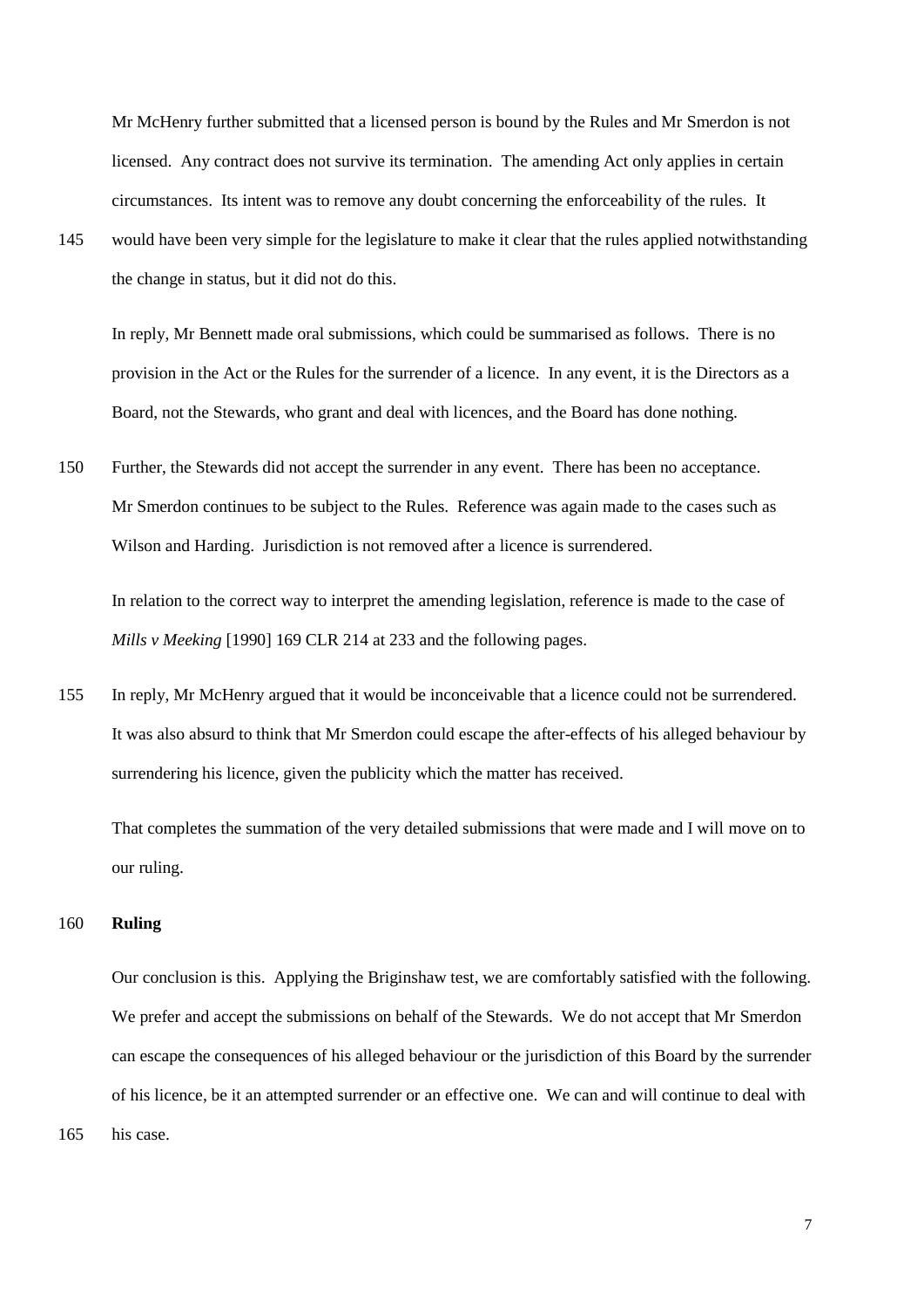Mr McHenry further submitted that a licensed person is bound by the Rules and Mr Smerdon is not licensed. Any contract does not survive its termination. The amending Act only applies in certain circumstances. Its intent was to remove any doubt concerning the enforceability of the rules. It would have been very simple for the legislature to make it clear that the rules applied notwithstanding the change in status, but it did not do this.

In reply, Mr Bennett made oral submissions, which could be summarised as follows. There is no provision in the Act or the Rules for the surrender of a licence. In any event, it is the Directors as a Board, not the Stewards, who grant and deal with licences, and the Board has done nothing.

Further, the Stewards did not accept the surrender in any event. There has been no acceptance. Mr Smerdon continues to be subject to the Rules. Reference was again made to the cases such as Wilson and Harding. Jurisdiction is not removed after a licence is surrendered.

In relation to the correct way to interpret the amending legislation, reference is made to the case of *Mills v Meeking* [1990] 169 CLR 214 at 233 and the following pages.

In reply, Mr McHenry argued that it would be inconceivable that a licence could not be surrendered. It was also absurd to think that Mr Smerdon could escape the after-effects of his alleged behaviour by surrendering his licence, given the publicity which the matter has received.

That completes the summation of the very detailed submissions that were made and I will move on to our ruling.

**Ruling**

Our conclusion is this. Applying the Briginshaw test, we are comfortably satisfied with the following. We prefer and accept the submissions on behalf of the Stewards. We do not accept that Mr Smerdon can escape the consequences of his alleged behaviour or the jurisdiction of this Board by the surrender of his licence, be it an attempted surrender or an effective one. We can and will continue to deal with his case.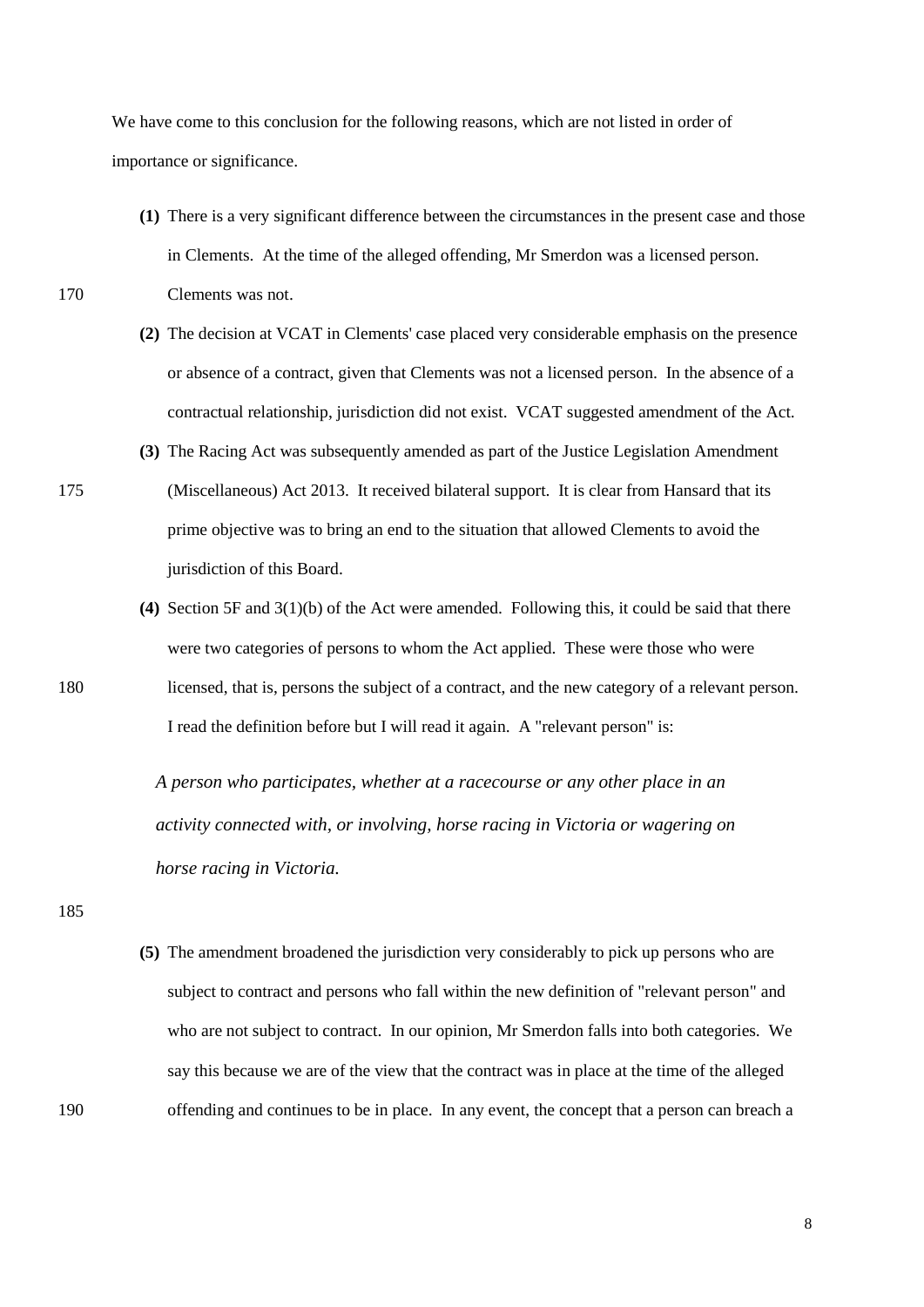We have come to this conclusion for the following reasons, which are not listed in order of importance or significance.

**(1)** There is a very significant difference between the circumstances in the present case and those in Clements. At the time of the alleged offending, Mr Smerdon was a licensed person. Clements was not.

**(2)** The decision at VCAT in Clements' case placed very considerable emphasis on the presence or absence of a contract, given that Clements was not a licensed person. In the absence of a contractual relationship, jurisdiction did not exist. VCAT suggested amendment of the Act.

**(3)** The Racing Act was subsequently amended as part of the Justice Legislation Amendment (Miscellaneous) Act 2013. It received bilateral support. It is clear from Hansard that its prime objective was to bring an end to the situation that allowed Clements to avoid the jurisdiction of this Board.

**(4)** Section 5F and 3(1)(b) of the Act were amended. Following this, it could be said that there were two categories of persons to whom the Act applied. These were those who were licensed, that is, persons the subject of a contract, and the new category of a relevant person. I read the definition before but I will read it again. A "relevant person" is:

> *A person who participates, whether at a racecourse or any other place in an activity connected with, or involving, horse racing in Victoria or wagering on horse racing in Victoria.*

**(5)** The amendment broadened the jurisdiction very considerably to pick up persons who are subject to contract and persons who fall within the new definition of "relevant person" and who are not subject to contract. In our opinion, Mr Smerdon falls into both categories. We say this because we are of the view that the contract was in place at the time of the alleged offending and continues to be in place. In any event, the concept that a person can breach a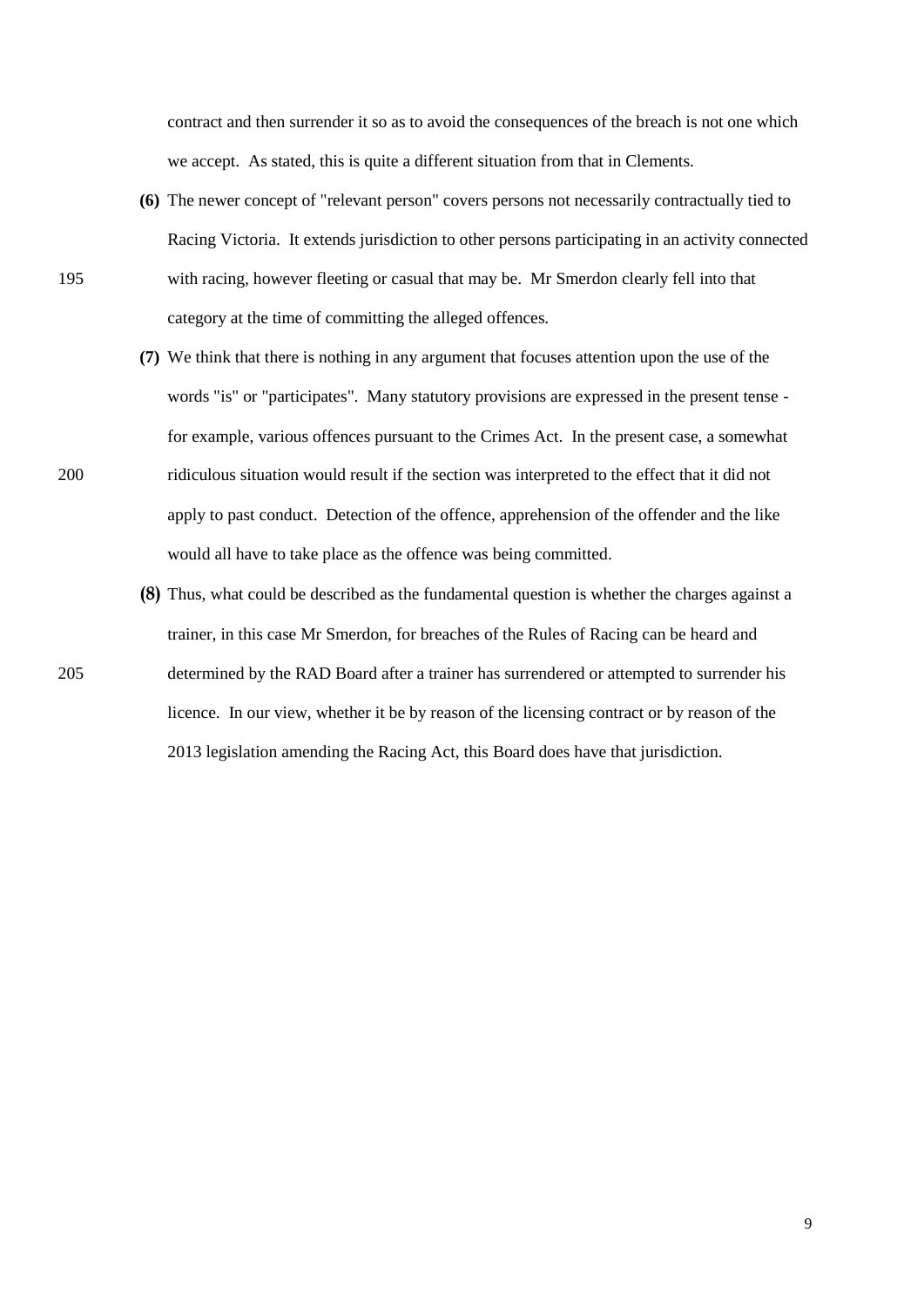contract and then surrender it so as to avoid the consequences of the breach is not one which we accept. As stated, this is quite a different situation from that in Clements.

**(6)** The newer concept of "relevant person" covers persons not necessarily contractually tied to Racing Victoria. It extends jurisdiction to other persons participating in an activity connected with racing, however fleeting or casual that may be. Mr Smerdon clearly fell into that category at the time of committing the alleged offences.

**(7)** We think that there is nothing in any argument that focuses attention upon the use of the words "is" or "participates". Many statutory provisions are expressed in the present tense - for example, various offences pursuant to the Crimes Act. In the present case, a somewhat ridiculous situation would result if the section was interpreted to the effect that it did not apply to past conduct. Detection of the offence, apprehension of the offender and the like would all have to take place as the offence was being committed.

**(8)** Thus, what could be described as the fundamental question is whether the charges against a trainer, in this case Mr Smerdon, for breaches of the Rules of Racing can be heard and determined by the RAD Board after a trainer has surrendered or attempted to surrender his licence. In our view, whether it be by reason of the licensing contract or by reason of the 2013 legislation amending the Racing Act, this Board does have that jurisdiction.